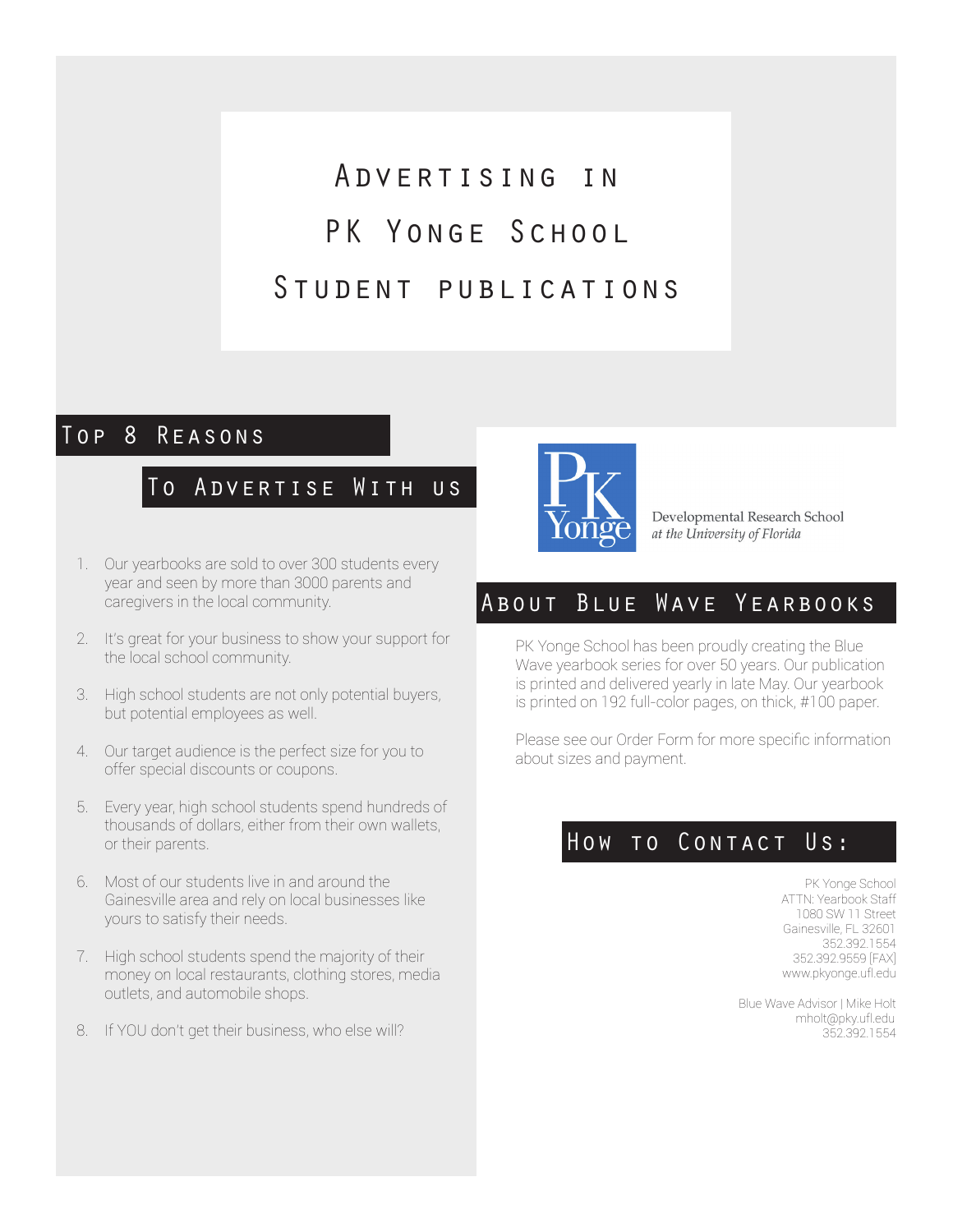# Advertising in PK Yonge School Student publications

## Top 8 Reasons To Advertise With us

1. Our yearbooks are sold to over 300 students every year and seen by more than 3000 parents and caregivers in the local community.
2. It's great for your business to show your support for the local school community.
3. High school students are not only potential buyers, but potential employees as well.
4. Our target audience is the perfect size for you to offer special discounts or coupons.
5. Every year, high school students spend hundreds of thousands of dollars, either from their own wallets, or their parents.
6. Most of our students live in and around the Gainesville area and rely on local businesses like yours to satisfy their needs.
7. High school students spend the majority of their money on local restaurants, clothing stores, media outlets, and automobile shops.
8. If YOU don't get their business, who else will?

PK Yonge

Developmental Research School
*at the University of Florida*

## About Blue Wave Yearbooks

PK Yonge School has been proudly creating the Blue Wave yearbook series for over 50 years. Our publication is printed and delivered yearly in late May. Our yearbook is printed on 192 full-color pages, on thick, #100 paper.

Please see our Order Form for more specific information about sizes and payment.

## How to Contact Us:

PK Yonge School
ATTN: Yearbook Staff
1080 SW 11 Street
Gainesville, FL 32601
352.392.1554
352.392.9559 [FAX]
www.pkyonge.ufl.edu

Blue Wave Advisor | Mike Holt
mholt@pky.ufl.edu
352.392.1554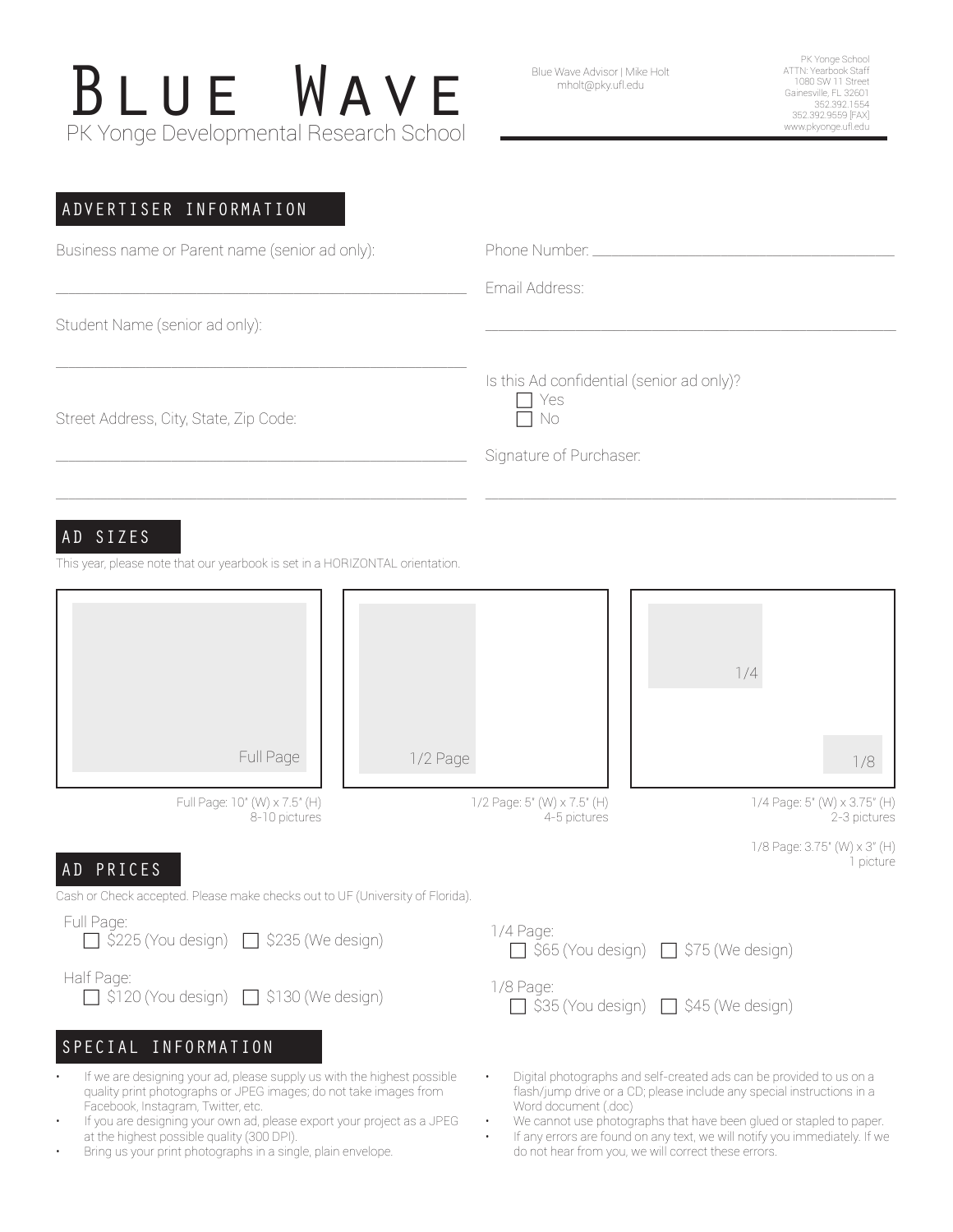# Blue Wave

PK Yonge Developmental Research School

Blue Wave Advisor | Mike Holt
mholt@pky.ufl.edu

PK Yonge School
ATTN: Yearbook Staff
1080 SW 11 Street
Gainesville, FL 32601
352.392.1554
352.392.9559 [FAX]
www.pkyonge.ufl.edu

## ADVERTISER INFORMATION

Business name or Parent name (senior ad only): ______________________________

Student Name (senior ad only): ______________________________

Street Address, City, State, Zip Code: ______________________________

______________________________

Phone Number: ______________________________

Email Address: ______________________________

Is this Ad confidential (senior ad only)?

- ☐ Yes
- ☐ No

Signature of Purchaser: ______________________________

## AD SIZES

This year, please note that our yearbook is set in a HORIZONTAL orientation.

Full Page

1/2 Page

1/4

1/8

Full Page: 10" (W) x 7.5" (H)
8-10 pictures

1/2 Page: 5" (W) x 7.5" (H)
4-5 pictures

1/4 Page: 5" (W) x 3.75" (H)
2-3 pictures

1/8 Page: 3.75" (W) x 3" (H)
1 picture

## AD PRICES

Cash or Check accepted. Please make checks out to UF (University of Florida).

Full Page:
☐ $225 (You design) ☐ $235 (We design)

Half Page:
☐ $120 (You design) ☐ $130 (We design)

1/4 Page:
☐ $65 (You design) ☐ $75 (We design)

1/8 Page:
☐ $35 (You design) ☐ $45 (We design)

## SPECIAL INFORMATION

- If we are designing your ad, please supply us with the highest possible quality print photographs or JPEG images; do not take images from Facebook, Instagram, Twitter, etc.
- If you are designing your own ad, please export your project as a JPEG at the highest possible quality (300 DPI).
- Bring us your print photographs in a single, plain envelope.
- Digital photographs and self-created ads can be provided to us on a flash/jump drive or a CD; please include any special instructions in a Word document (.doc)
- We cannot use photographs that have been glued or stapled to paper.
- If any errors are found on any text, we will notify you immediately. If we do not hear from you, we will correct these errors.